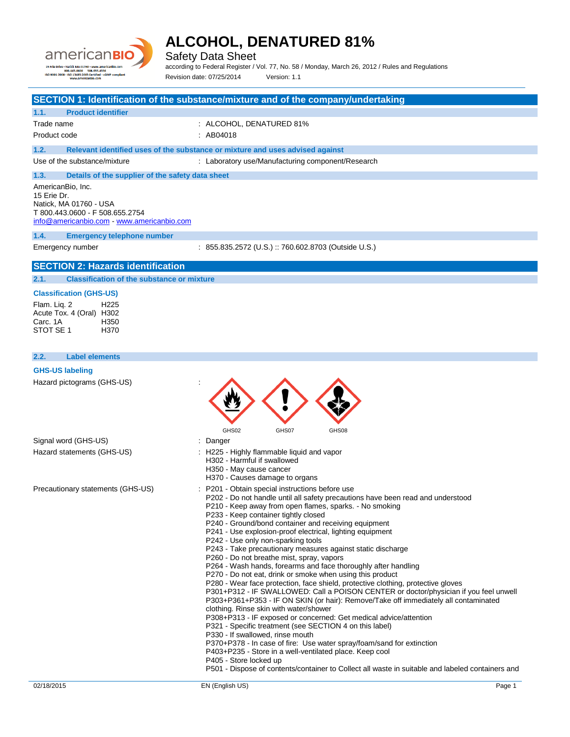# ALCOHOL, DENATURED 81%

Safety Data Sheet

according to Federal Register / Vol. 77, No. 58 / Monday, March 26, 2012 / Rules and Regulations

Revision date: 07/25/2014 Version: 1.1

## SECTION 1: Identification of the substance/mixture and of the company/undertaking

### 1.1. Product identifier

Trade name : ALCOHOL, DENATURED 81%

Product code : AB04018

### 1.2. Relevant identified uses of the substance or mixture and uses advised against

Use of the substance/mixture : Laboratory use/Manufacturing component/Research

### 1.3. Details of the supplier of the safety data sheet

AmericanBio, Inc.
15 Erie Dr.
Natick, MA 01760 - USA
T 800.443.0600 - F 508.655.2754
info@americanbio.com - www.americanbio.com

### 1.4. Emergency telephone number

Emergency number : 855.835.2572 (U.S.) :: 760.602.8703 (Outside U.S.)

## SECTION 2: Hazards identification

### 2.1. Classification of the substance or mixture

**Classification (GHS-US)**

| | |
|---|---|
| Flam. Liq. 2 | H225 |
| Acute Tox. 4 (Oral) | H302 |
| Carc. 1A | H350 |
| STOT SE 1 | H370 |

### 2.2. Label elements

**GHS-US labeling**

Hazard pictograms (GHS-US) :

GHS02 GHS07 GHS08

Signal word (GHS-US) : Danger

Hazard statements (GHS-US) :
H225 - Highly flammable liquid and vapor
H302 - Harmful if swallowed
H350 - May cause cancer
H370 - Causes damage to organs

Precautionary statements (GHS-US) :
P201 - Obtain special instructions before use
P202 - Do not handle until all safety precautions have been read and understood
P210 - Keep away from open flames, sparks. - No smoking
P233 - Keep container tightly closed
P240 - Ground/bond container and receiving equipment
P241 - Use explosion-proof electrical, lighting equipment
P242 - Use only non-sparking tools
P243 - Take precautionary measures against static discharge
P260 - Do not breathe mist, spray, vapors
P264 - Wash hands, forearms and face thoroughly after handling
P270 - Do not eat, drink or smoke when using this product
P280 - Wear face protection, face shield, protective clothing, protective gloves
P301+P312 - IF SWALLOWED: Call a POISON CENTER or doctor/physician if you feel unwell
P303+P361+P353 - IF ON SKIN (or hair): Remove/Take off immediately all contaminated clothing. Rinse skin with water/shower
P308+P313 - IF exposed or concerned: Get medical advice/attention
P321 - Specific treatment (see SECTION 4 on this label)
P330 - If swallowed, rinse mouth
P370+P378 - In case of fire: Use water spray/foam/sand for extinction
P403+P235 - Store in a well-ventilated place. Keep cool
P405 - Store locked up
P501 - Dispose of contents/container to Collect all waste in suitable and labeled containers and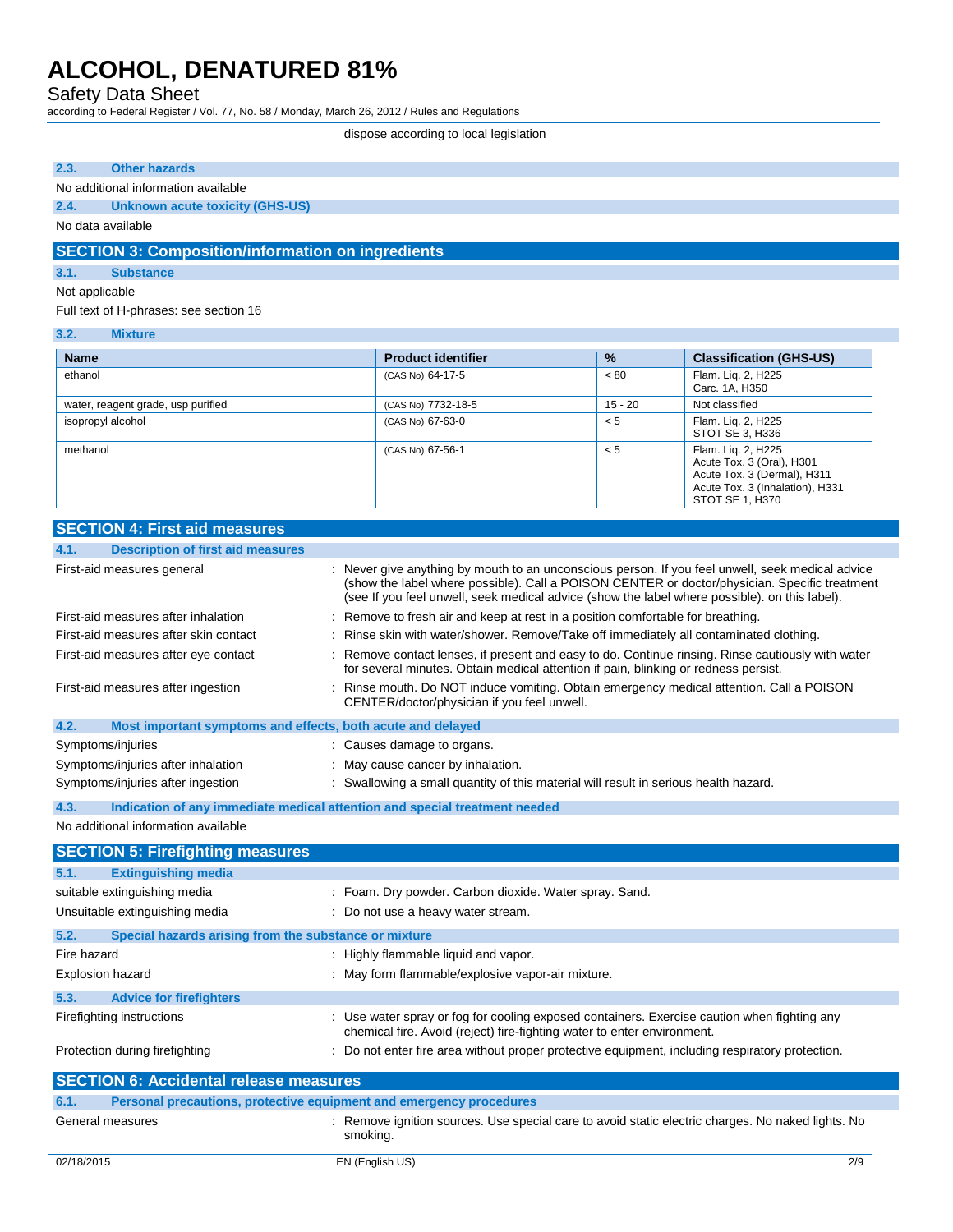dispose according to local legislation

### 2.3. Other hazards

No additional information available

### 2.4. Unknown acute toxicity (GHS-US)

No data available

## SECTION 3: Composition/information on ingredients

### 3.1. Substance

Not applicable

Full text of H-phrases: see section 16

### 3.2. Mixture

| Name | Product identifier | % | Classification (GHS-US) |
|---|---|---|---|
| ethanol | (CAS No) 64-17-5 | < 80 | Flam. Liq. 2, H225<br>Carc. 1A, H350 |
| water, reagent grade, usp purified | (CAS No) 7732-18-5 | 15 - 20 | Not classified |
| isopropyl alcohol | (CAS No) 67-63-0 | < 5 | Flam. Liq. 2, H225<br>STOT SE 3, H336 |
| methanol | (CAS No) 67-56-1 | < 5 | Flam. Liq. 2, H225<br>Acute Tox. 3 (Oral), H301<br>Acute Tox. 3 (Dermal), H311<br>Acute Tox. 3 (Inhalation), H331<br>STOT SE 1, H370 |

## SECTION 4: First aid measures

### 4.1. Description of first aid measures

First-aid measures general : Never give anything by mouth to an unconscious person. If you feel unwell, seek medical advice (show the label where possible). Call a POISON CENTER or doctor/physician. Specific treatment (see If you feel unwell, seek medical advice (show the label where possible). on this label).

First-aid measures after inhalation : Remove to fresh air and keep at rest in a position comfortable for breathing.

First-aid measures after skin contact : Rinse skin with water/shower. Remove/Take off immediately all contaminated clothing.

First-aid measures after eye contact : Remove contact lenses, if present and easy to do. Continue rinsing. Rinse cautiously with water for several minutes. Obtain medical attention if pain, blinking or redness persist.

First-aid measures after ingestion : Rinse mouth. Do NOT induce vomiting. Obtain emergency medical attention. Call a POISON CENTER/doctor/physician if you feel unwell.

### 4.2. Most important symptoms and effects, both acute and delayed

Symptoms/injuries : Causes damage to organs.

Symptoms/injuries after inhalation : May cause cancer by inhalation.

Symptoms/injuries after ingestion : Swallowing a small quantity of this material will result in serious health hazard.

### 4.3. Indication of any immediate medical attention and special treatment needed

No additional information available

## SECTION 5: Firefighting measures

### 5.1. Extinguishing media

suitable extinguishing media : Foam. Dry powder. Carbon dioxide. Water spray. Sand.

Unsuitable extinguishing media : Do not use a heavy water stream.

### 5.2. Special hazards arising from the substance or mixture

Fire hazard : Highly flammable liquid and vapor.

Explosion hazard : May form flammable/explosive vapor-air mixture.

### 5.3. Advice for firefighters

Firefighting instructions : Use water spray or fog for cooling exposed containers. Exercise caution when fighting any chemical fire. Avoid (reject) fire-fighting water to enter environment.

Protection during firefighting : Do not enter fire area without proper protective equipment, including respiratory protection.

## SECTION 6: Accidental release measures

### 6.1. Personal precautions, protective equipment and emergency procedures

General measures : Remove ignition sources. Use special care to avoid static electric charges. No naked lights. No smoking.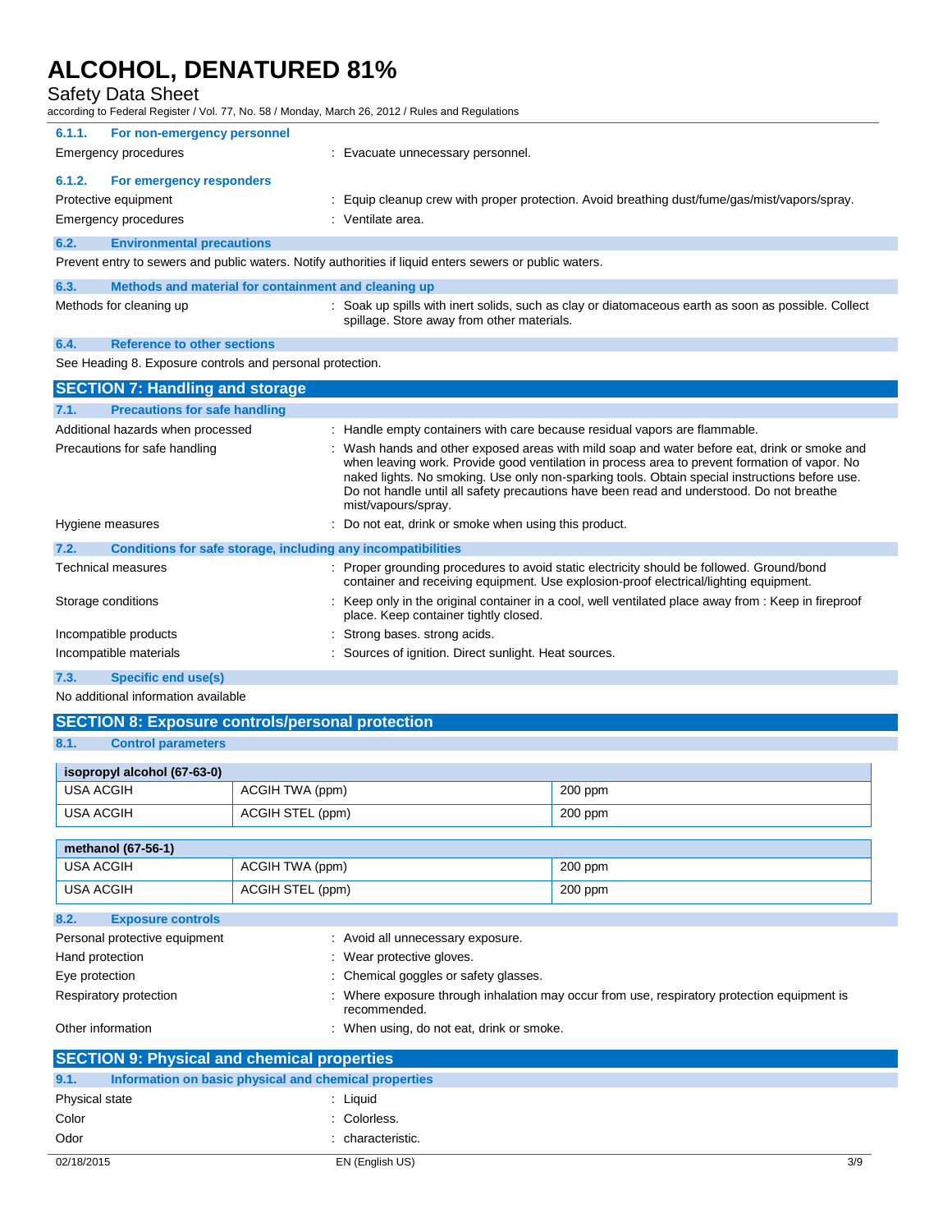#### 6.1.1. For non-emergency personnel

Emergency procedures : Evacuate unnecessary personnel.

#### 6.1.2. For emergency responders

Protective equipment : Equip cleanup crew with proper protection. Avoid breathing dust/fume/gas/mist/vapors/spray.

Emergency procedures : Ventilate area.

### 6.2. Environmental precautions

Prevent entry to sewers and public waters. Notify authorities if liquid enters sewers or public waters.

### 6.3. Methods and material for containment and cleaning up

Methods for cleaning up : Soak up spills with inert solids, such as clay or diatomaceous earth as soon as possible. Collect spillage. Store away from other materials.

### 6.4. Reference to other sections

See Heading 8. Exposure controls and personal protection.

## SECTION 7: Handling and storage

### 7.1. Precautions for safe handling

Additional hazards when processed : Handle empty containers with care because residual vapors are flammable.

Precautions for safe handling : Wash hands and other exposed areas with mild soap and water before eat, drink or smoke and when leaving work. Provide good ventilation in process area to prevent formation of vapor. No naked lights. No smoking. Use only non-sparking tools. Obtain special instructions before use. Do not handle until all safety precautions have been read and understood. Do not breathe mist/vapours/spray.

Hygiene measures : Do not eat, drink or smoke when using this product.

### 7.2. Conditions for safe storage, including any incompatibilities

Technical measures : Proper grounding procedures to avoid static electricity should be followed. Ground/bond container and receiving equipment. Use explosion-proof electrical/lighting equipment.

Storage conditions : Keep only in the original container in a cool, well ventilated place away from : Keep in fireproof place. Keep container tightly closed.

Incompatible products : Strong bases. strong acids.

Incompatible materials : Sources of ignition. Direct sunlight. Heat sources.

### 7.3. Specific end use(s)

No additional information available

## SECTION 8: Exposure controls/personal protection

### 8.1. Control parameters

| isopropyl alcohol (67-63-0) | | |
|---|---|---|
| USA ACGIH | ACGIH TWA (ppm) | 200 ppm |
| USA ACGIH | ACGIH STEL (ppm) | 200 ppm |

| methanol (67-56-1) | | |
|---|---|---|
| USA ACGIH | ACGIH TWA (ppm) | 200 ppm |
| USA ACGIH | ACGIH STEL (ppm) | 200 ppm |

### 8.2. Exposure controls

Personal protective equipment : Avoid all unnecessary exposure.

Hand protection : Wear protective gloves.

Eye protection : Chemical goggles or safety glasses.

Respiratory protection : Where exposure through inhalation may occur from use, respiratory protection equipment is recommended.

Other information : When using, do not eat, drink or smoke.

## SECTION 9: Physical and chemical properties

### 9.1. Information on basic physical and chemical properties

Physical state : Liquid

Color : Colorless.

Odor : characteristic.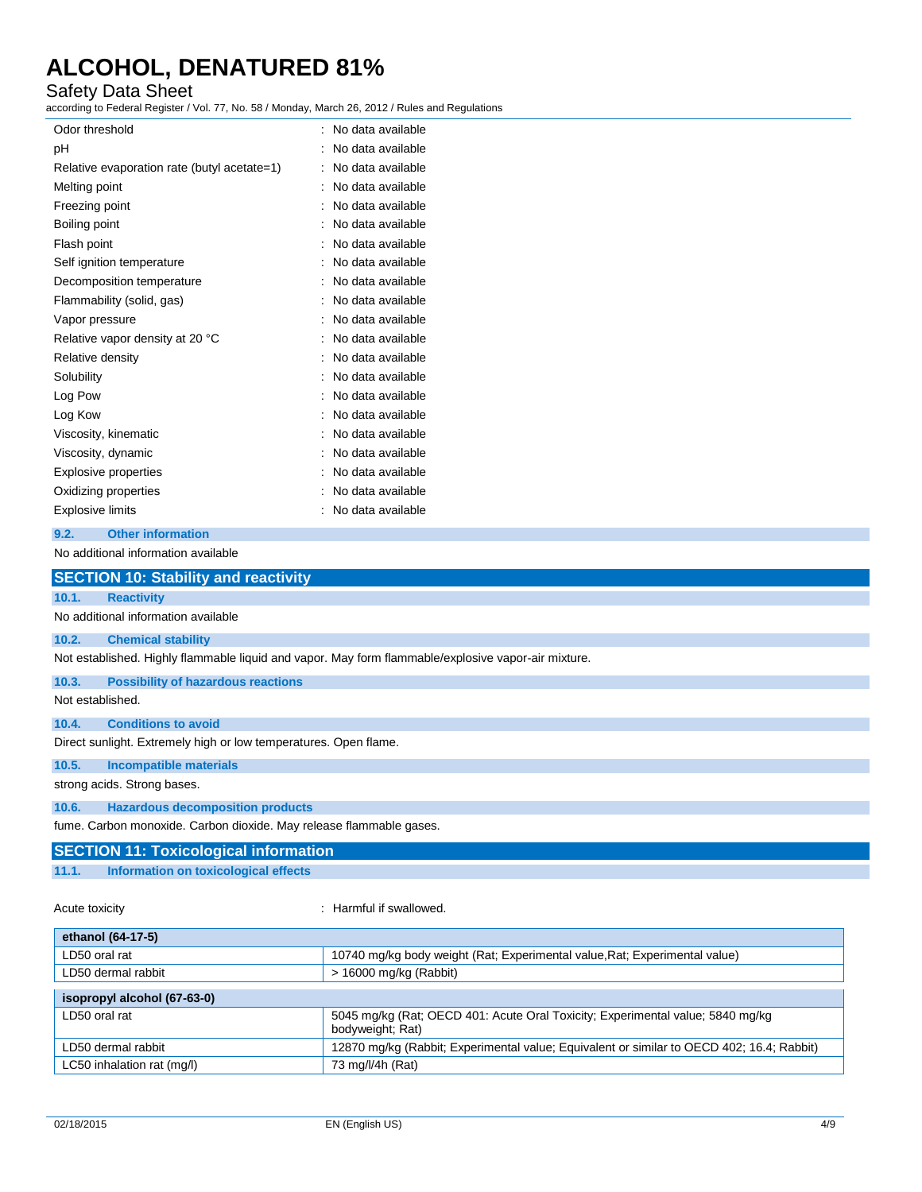| | |
|---|---|
| Odor threshold | : No data available |
| pH | : No data available |
| Relative evaporation rate (butyl acetate=1) | : No data available |
| Melting point | : No data available |
| Freezing point | : No data available |
| Boiling point | : No data available |
| Flash point | : No data available |
| Self ignition temperature | : No data available |
| Decomposition temperature | : No data available |
| Flammability (solid, gas) | : No data available |
| Vapor pressure | : No data available |
| Relative vapor density at 20 °C | : No data available |
| Relative density | : No data available |
| Solubility | : No data available |
| Log Pow | : No data available |
| Log Kow | : No data available |
| Viscosity, kinematic | : No data available |
| Viscosity, dynamic | : No data available |
| Explosive properties | : No data available |
| Oxidizing properties | : No data available |
| Explosive limits | : No data available |

### 9.2. Other information

No additional information available

## SECTION 10: Stability and reactivity

### 10.1. Reactivity

No additional information available

### 10.2. Chemical stability

Not established. Highly flammable liquid and vapor. May form flammable/explosive vapor-air mixture.

### 10.3. Possibility of hazardous reactions

Not established.

### 10.4. Conditions to avoid

Direct sunlight. Extremely high or low temperatures. Open flame.

### 10.5. Incompatible materials

strong acids. Strong bases.

### 10.6. Hazardous decomposition products

fume. Carbon monoxide. Carbon dioxide. May release flammable gases.

## SECTION 11: Toxicological information

### 11.1. Information on toxicological effects

Acute toxicity : Harmful if swallowed.

| ethanol (64-17-5) | |
|---|---|
| LD50 oral rat | 10740 mg/kg body weight (Rat; Experimental value,Rat; Experimental value) |
| LD50 dermal rabbit | > 16000 mg/kg (Rabbit) |

| isopropyl alcohol (67-63-0) | |
|---|---|
| LD50 oral rat | 5045 mg/kg (Rat; OECD 401: Acute Oral Toxicity; Experimental value; 5840 mg/kg bodyweight; Rat) |
| LD50 dermal rabbit | 12870 mg/kg (Rabbit; Experimental value; Equivalent or similar to OECD 402; 16.4; Rabbit) |
| LC50 inhalation rat (mg/l) | 73 mg/l/4h (Rat) |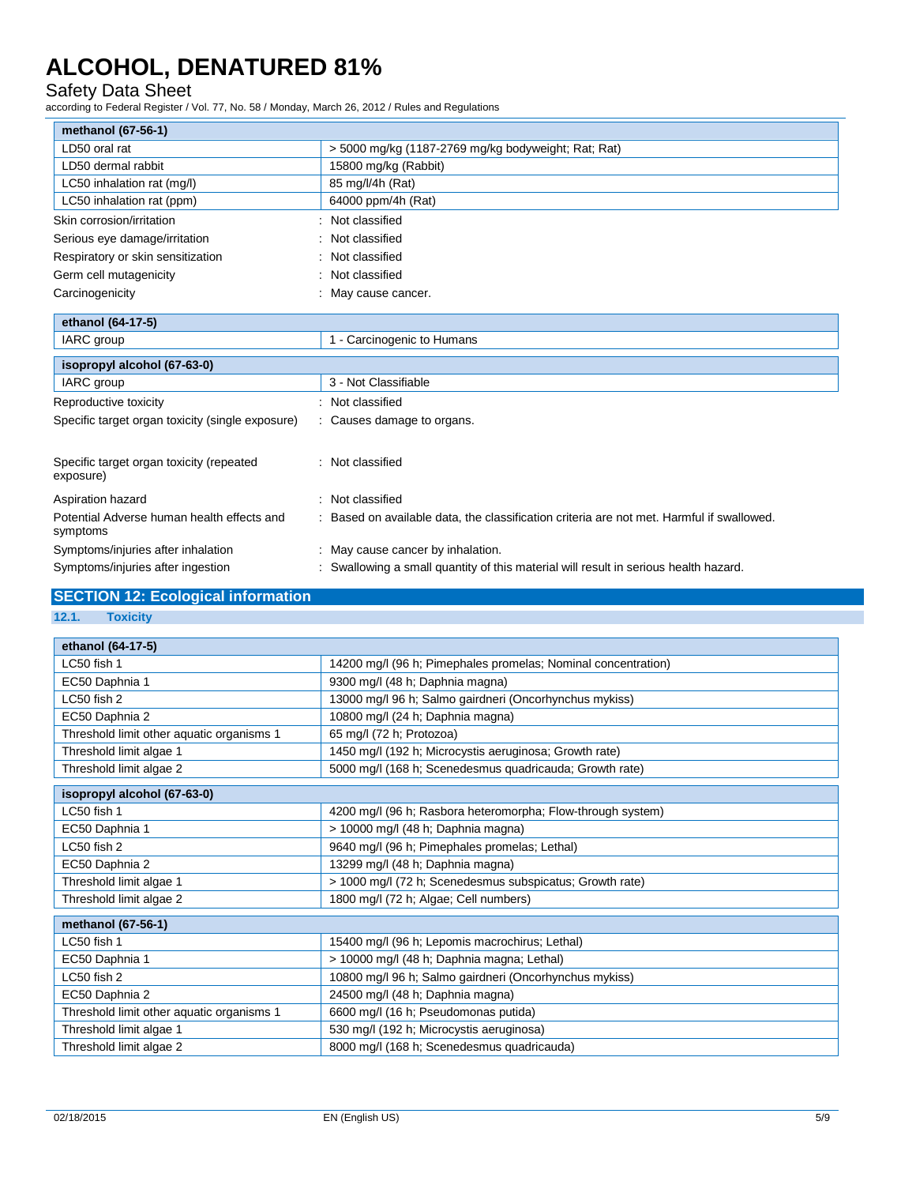| methanol (67-56-1) | |
|---|---|
| LD50 oral rat | > 5000 mg/kg (1187-2769 mg/kg bodyweight; Rat; Rat) |
| LD50 dermal rabbit | 15800 mg/kg (Rabbit) |
| LC50 inhalation rat (mg/l) | 85 mg/l/4h (Rat) |
| LC50 inhalation rat (ppm) | 64000 ppm/4h (Rat) |

Skin corrosion/irritation : Not classified

Serious eye damage/irritation : Not classified

Respiratory or skin sensitization : Not classified

Germ cell mutagenicity : Not classified

Carcinogenicity : May cause cancer.

| ethanol (64-17-5) | |
|---|---|
| IARC group | 1 - Carcinogenic to Humans |

| isopropyl alcohol (67-63-0) | |
|---|---|
| IARC group | 3 - Not Classifiable |

Reproductive toxicity : Not classified

Specific target organ toxicity (single exposure) : Causes damage to organs.

Specific target organ toxicity (repeated exposure) : Not classified

Aspiration hazard : Not classified

Potential Adverse human health effects and symptoms : Based on available data, the classification criteria are not met. Harmful if swallowed.

Symptoms/injuries after inhalation : May cause cancer by inhalation.

Symptoms/injuries after ingestion : Swallowing a small quantity of this material will result in serious health hazard.

## SECTION 12: Ecological information

### 12.1. Toxicity

| ethanol (64-17-5) | |
|---|---|
| LC50 fish 1 | 14200 mg/l (96 h; Pimephales promelas; Nominal concentration) |
| EC50 Daphnia 1 | 9300 mg/l (48 h; Daphnia magna) |
| LC50 fish 2 | 13000 mg/l 96 h; Salmo gairdneri (Oncorhynchus mykiss) |
| EC50 Daphnia 2 | 10800 mg/l (24 h; Daphnia magna) |
| Threshold limit other aquatic organisms 1 | 65 mg/l (72 h; Protozoa) |
| Threshold limit algae 1 | 1450 mg/l (192 h; Microcystis aeruginosa; Growth rate) |
| Threshold limit algae 2 | 5000 mg/l (168 h; Scenedesmus quadricauda; Growth rate) |

| isopropyl alcohol (67-63-0) | |
|---|---|
| LC50 fish 1 | 4200 mg/l (96 h; Rasbora heteromorpha; Flow-through system) |
| EC50 Daphnia 1 | > 10000 mg/l (48 h; Daphnia magna) |
| LC50 fish 2 | 9640 mg/l (96 h; Pimephales promelas; Lethal) |
| EC50 Daphnia 2 | 13299 mg/l (48 h; Daphnia magna) |
| Threshold limit algae 1 | > 1000 mg/l (72 h; Scenedesmus subspicatus; Growth rate) |
| Threshold limit algae 2 | 1800 mg/l (72 h; Algae; Cell numbers) |

| methanol (67-56-1) | |
|---|---|
| LC50 fish 1 | 15400 mg/l (96 h; Lepomis macrochirus; Lethal) |
| EC50 Daphnia 1 | > 10000 mg/l (48 h; Daphnia magna; Lethal) |
| LC50 fish 2 | 10800 mg/l 96 h; Salmo gairdneri (Oncorhynchus mykiss) |
| EC50 Daphnia 2 | 24500 mg/l (48 h; Daphnia magna) |
| Threshold limit other aquatic organisms 1 | 6600 mg/l (16 h; Pseudomonas putida) |
| Threshold limit algae 1 | 530 mg/l (192 h; Microcystis aeruginosa) |
| Threshold limit algae 2 | 8000 mg/l (168 h; Scenedesmus quadricauda) |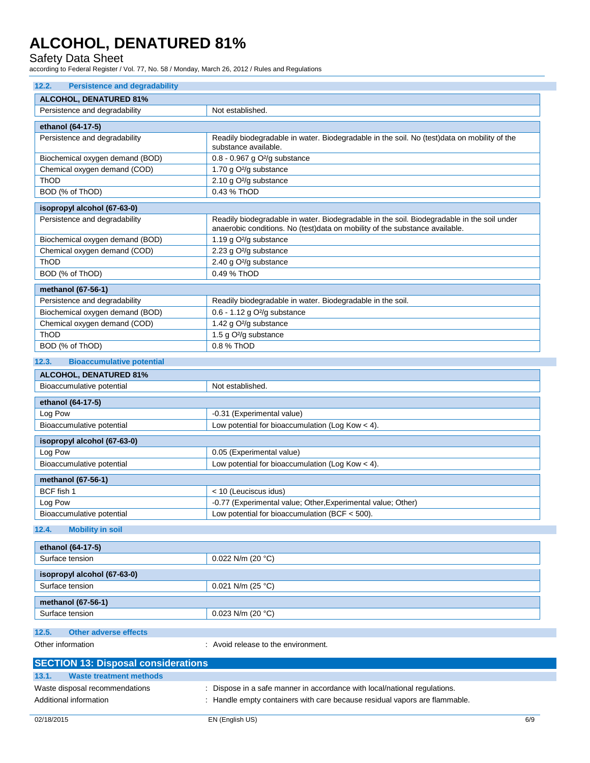### 12.2. Persistence and degradability

| ALCOHOL, DENATURED 81% | |
|---|---|
| Persistence and degradability | Not established. |

| ethanol (64-17-5) | |
|---|---|
| Persistence and degradability | Readily biodegradable in water. Biodegradable in the soil. No (test)data on mobility of the substance available. |
| Biochemical oxygen demand (BOD) | 0.8 - 0.967 g $O^2$/g substance |
| Chemical oxygen demand (COD) | 1.70 g $O^2$/g substance |
| ThOD | 2.10 g $O^2$/g substance |
| BOD (% of ThOD) | 0.43 % ThOD |

| isopropyl alcohol (67-63-0) | |
|---|---|
| Persistence and degradability | Readily biodegradable in water. Biodegradable in the soil. Biodegradable in the soil under anaerobic conditions. No (test)data on mobility of the substance available. |
| Biochemical oxygen demand (BOD) | 1.19 g $O^2$/g substance |
| Chemical oxygen demand (COD) | 2.23 g $O^2$/g substance |
| ThOD | 2.40 g $O^2$/g substance |
| BOD (% of ThOD) | 0.49 % ThOD |

| methanol (67-56-1) | |
|---|---|
| Persistence and degradability | Readily biodegradable in water. Biodegradable in the soil. |
| Biochemical oxygen demand (BOD) | 0.6 - 1.12 g $O^2$/g substance |
| Chemical oxygen demand (COD) | 1.42 g $O^2$/g substance |
| ThOD | 1.5 g $O^2$/g substance |
| BOD (% of ThOD) | 0.8 % ThOD |

### 12.3. Bioaccumulative potential

| ALCOHOL, DENATURED 81% | |
|---|---|
| Bioaccumulative potential | Not established. |

| ethanol (64-17-5) | |
|---|---|
| Log Pow | -0.31 (Experimental value) |
| Bioaccumulative potential | Low potential for bioaccumulation (Log Kow < 4). |

| isopropyl alcohol (67-63-0) | |
|---|---|
| Log Pow | 0.05 (Experimental value) |
| Bioaccumulative potential | Low potential for bioaccumulation (Log Kow < 4). |

| methanol (67-56-1) | |
|---|---|
| BCF fish 1 | < 10 (Leuciscus idus) |
| Log Pow | -0.77 (Experimental value; Other,Experimental value; Other) |
| Bioaccumulative potential | Low potential for bioaccumulation (BCF < 500). |

### 12.4. Mobility in soil

| ethanol (64-17-5) | |
|---|---|
| Surface tension | 0.022 N/m (20 °C) |

| isopropyl alcohol (67-63-0) | |
|---|---|
| Surface tension | 0.021 N/m (25 °C) |

| methanol (67-56-1) | |
|---|---|
| Surface tension | 0.023 N/m (20 °C) |

### 12.5. Other adverse effects

Other information : Avoid release to the environment.

## SECTION 13: Disposal considerations

### 13.1. Waste treatment methods

Waste disposal recommendations : Dispose in a safe manner in accordance with local/national regulations.

Additional information : Handle empty containers with care because residual vapors are flammable.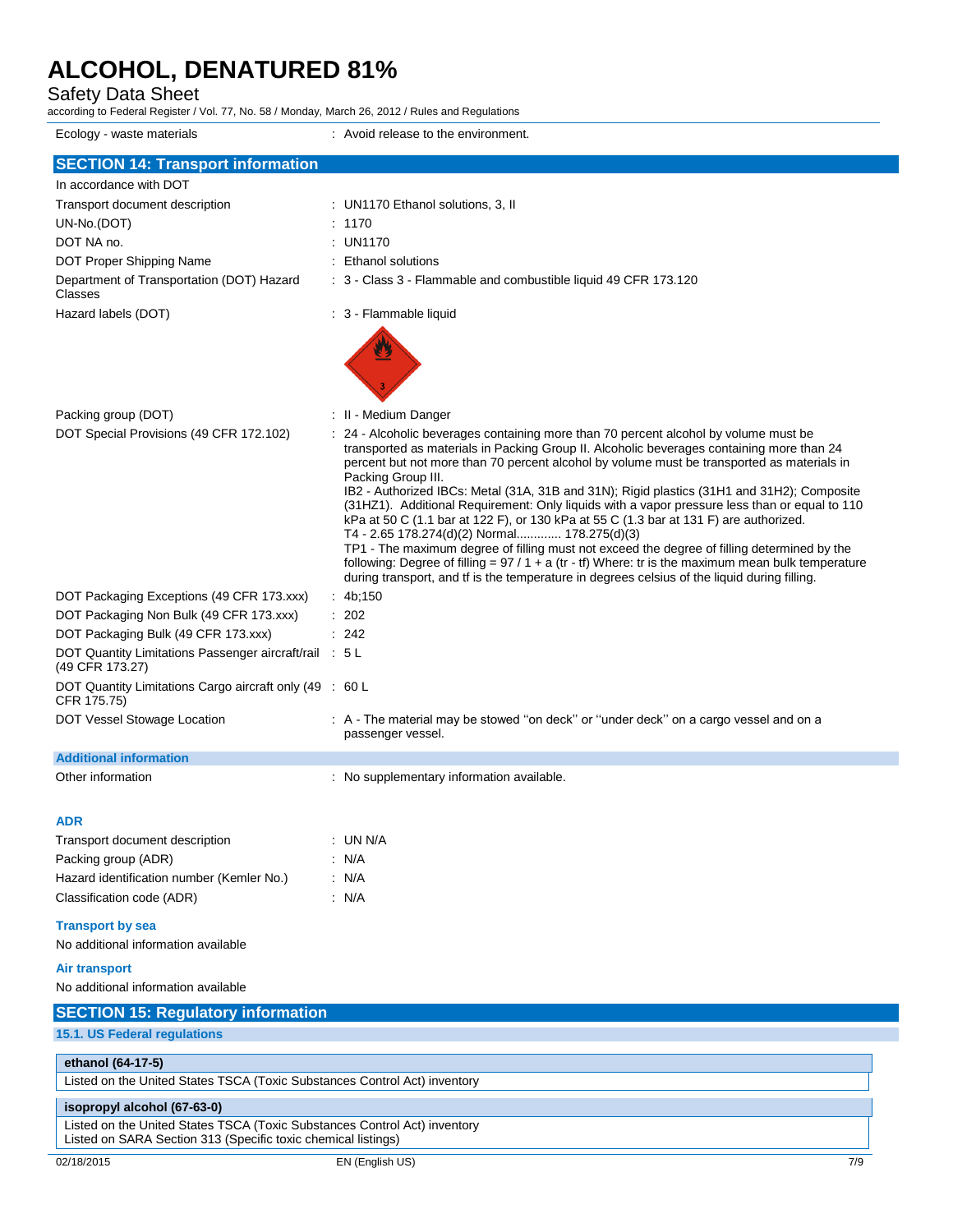| | |
|---|---|
| Ecology - waste materials | : Avoid release to the environment. |

## SECTION 14: Transport information

In accordance with DOT

| | |
|---|---|
| Transport document description | : UN1170 Ethanol solutions, 3, II |
| UN-No.(DOT) | : 1170 |
| DOT NA no. | : UN1170 |
| DOT Proper Shipping Name | : Ethanol solutions |
| Department of Transportation (DOT) Hazard Classes | : 3 - Class 3 - Flammable and combustible liquid 49 CFR 173.120 |
| Hazard labels (DOT) | : 3 - Flammable liquid |
| Packing group (DOT) | : II - Medium Danger |
| DOT Special Provisions (49 CFR 172.102) | : 24 - Alcoholic beverages containing more than 70 percent alcohol by volume must be transported as materials in Packing Group II. Alcoholic beverages containing more than 24 percent but not more than 70 percent alcohol by volume must be transported as materials in Packing Group III. IB2 - Authorized IBCs: Metal (31A, 31B and 31N); Rigid plastics (31H1 and 31H2); Composite (31HZ1). Additional Requirement: Only liquids with a vapor pressure less than or equal to 110 kPa at 50 C (1.1 bar at 122 F), or 130 kPa at 55 C (1.3 bar at 131 F) are authorized. T4 - 2.65 178.274(d)(2) Normal............ 178.275(d)(3) TP1 - The maximum degree of filling must not exceed the degree of filling determined by the following: Degree of filling = 97 / 1 + a (tr - tf) Where: tr is the maximum mean bulk temperature during transport, and tf is the temperature in degrees celsius of the liquid during filling. |
| DOT Packaging Exceptions (49 CFR 173.xxx) | : 4b;150 |
| DOT Packaging Non Bulk (49 CFR 173.xxx) | : 202 |
| DOT Packaging Bulk (49 CFR 173.xxx) | : 242 |
| DOT Quantity Limitations Passenger aircraft/rail (49 CFR 173.27) | : 5 L |
| DOT Quantity Limitations Cargo aircraft only (49 CFR 175.75) | : 60 L |
| DOT Vessel Stowage Location | : A - The material may be stowed "on deck" or "under deck" on a cargo vessel and on a passenger vessel. |

### Additional information

| | |
|---|---|
| Other information | : No supplementary information available. |

#### ADR

| | |
|---|---|
| Transport document description | : UN N/A |
| Packing group (ADR) | : N/A |
| Hazard identification number (Kemler No.) | : N/A |
| Classification code (ADR) | : N/A |

#### Transport by sea

No additional information available

#### Air transport

No additional information available

## SECTION 15: Regulatory information

### 15.1. US Federal regulations

| ethanol (64-17-5) |
|---|
| Listed on the United States TSCA (Toxic Substances Control Act) inventory |

| isopropyl alcohol (67-63-0) |
|---|
| Listed on the United States TSCA (Toxic Substances Control Act) inventory<br>Listed on SARA Section 313 (Specific toxic chemical listings) |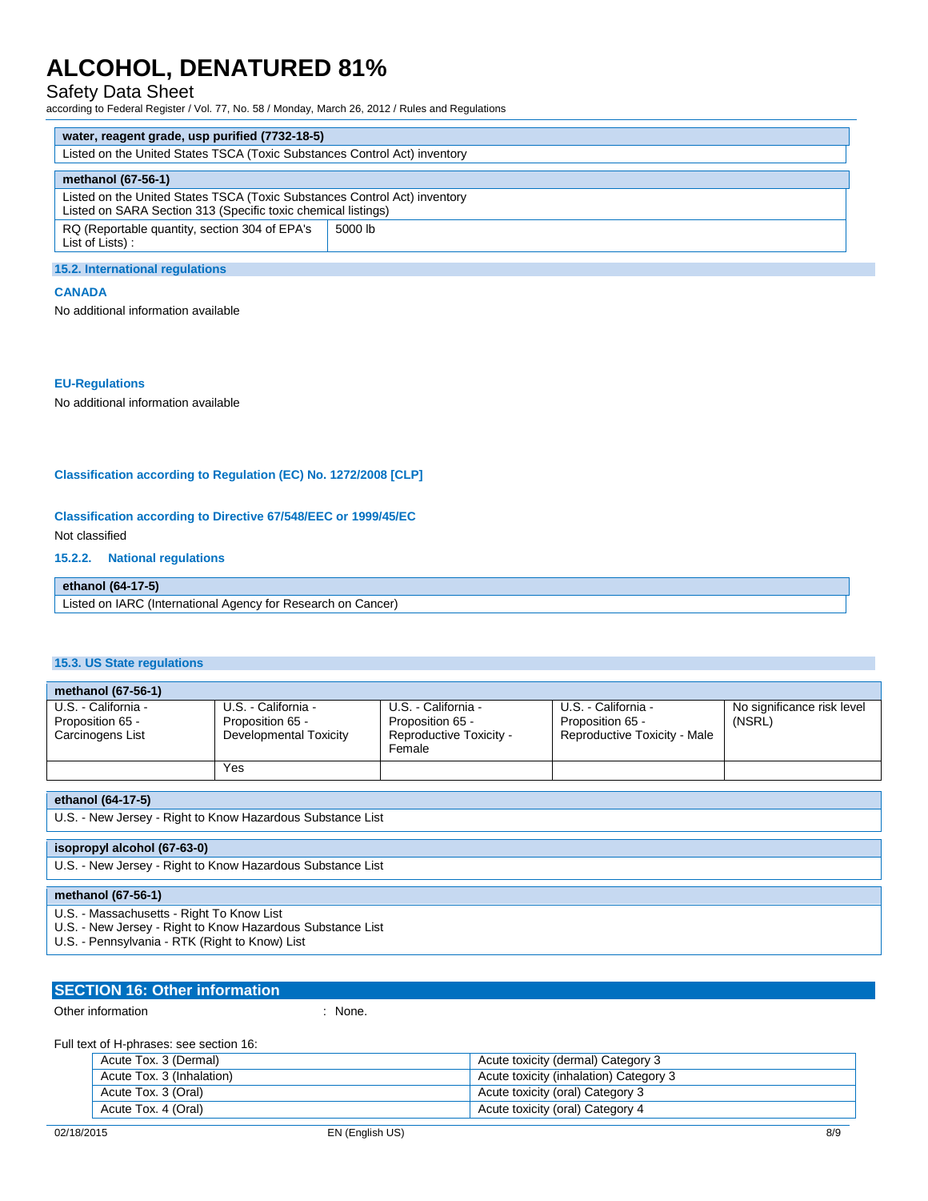| water, reagent grade, usp purified (7732-18-5) |
|---|
| Listed on the United States TSCA (Toxic Substances Control Act) inventory |

| methanol (67-56-1) | |
|---|---|
| Listed on the United States TSCA (Toxic Substances Control Act) inventory<br>Listed on SARA Section 313 (Specific toxic chemical listings) | |
| RQ (Reportable quantity, section 304 of EPA's List of Lists) : | 5000 lb |

### 15.2. International regulations

**CANADA**

No additional information available

**EU-Regulations**

No additional information available

**Classification according to Regulation (EC) No. 1272/2008 [CLP]**

**Classification according to Directive 67/548/EEC or 1999/45/EC**

Not classified

#### 15.2.2. National regulations

| ethanol (64-17-5) |
|---|
| Listed on IARC (International Agency for Research on Cancer) |

### 15.3. US State regulations

| methanol (67-56-1) | | | | |
|---|---|---|---|---|
| U.S. - California - Proposition 65 - Carcinogens List | U.S. - California - Proposition 65 - Developmental Toxicity | U.S. - California - Proposition 65 - Reproductive Toxicity - Female | U.S. - California - Proposition 65 - Reproductive Toxicity - Male | No significance risk level (NSRL) |
| | Yes | | | |

| ethanol (64-17-5) |
|---|
| U.S. - New Jersey - Right to Know Hazardous Substance List |

| isopropyl alcohol (67-63-0) |
|---|
| U.S. - New Jersey - Right to Know Hazardous Substance List |

| methanol (67-56-1) |
|---|
| U.S. - Massachusetts - Right To Know List<br>U.S. - New Jersey - Right to Know Hazardous Substance List<br>U.S. - Pennsylvania - RTK (Right to Know) List |

## SECTION 16: Other information

Other information : None.

Full text of H-phrases: see section 16:

| | |
|---|---|
| Acute Tox. 3 (Dermal) | Acute toxicity (dermal) Category 3 |
| Acute Tox. 3 (Inhalation) | Acute toxicity (inhalation) Category 3 |
| Acute Tox. 3 (Oral) | Acute toxicity (oral) Category 3 |
| Acute Tox. 4 (Oral) | Acute toxicity (oral) Category 4 |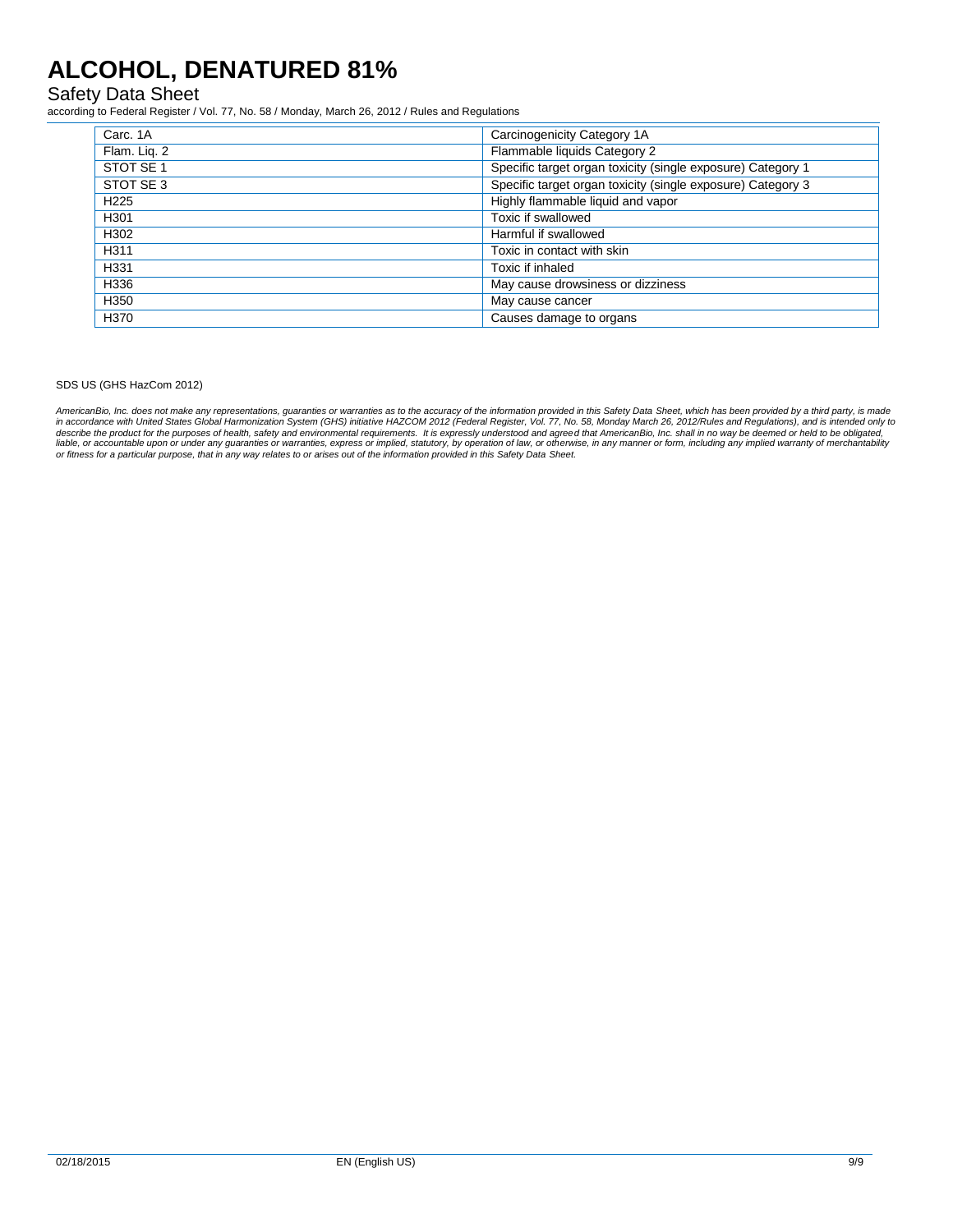| | |
|---|---|
| Carc. 1A | Carcinogenicity Category 1A |
| Flam. Liq. 2 | Flammable liquids Category 2 |
| STOT SE 1 | Specific target organ toxicity (single exposure) Category 1 |
| STOT SE 3 | Specific target organ toxicity (single exposure) Category 3 |
| H225 | Highly flammable liquid and vapor |
| H301 | Toxic if swallowed |
| H302 | Harmful if swallowed |
| H311 | Toxic in contact with skin |
| H331 | Toxic if inhaled |
| H336 | May cause drowsiness or dizziness |
| H350 | May cause cancer |
| H370 | Causes damage to organs |

SDS US (GHS HazCom 2012)

*AmericanBio, Inc. does not make any representations, guaranties or warranties as to the accuracy of the information provided in this Safety Data Sheet, which has been provided by a third party, is made in accordance with United States Global Harmonization System (GHS) initiative HAZCOM 2012 (Federal Register, Vol. 77, No. 58, Monday March 26, 2012/Rules and Regulations), and is intended only to describe the product for the purposes of health, safety and environmental requirements. It is expressly understood and agreed that AmericanBio, Inc. shall in no way be deemed or held to be obligated, liable, or accountable upon or under any guaranties or warranties, express or implied, statutory, by operation of law, or otherwise, in any manner or form, including any implied warranty of merchantability or fitness for a particular purpose, that in any way relates to or arises out of the information provided in this Safety Data Sheet.*